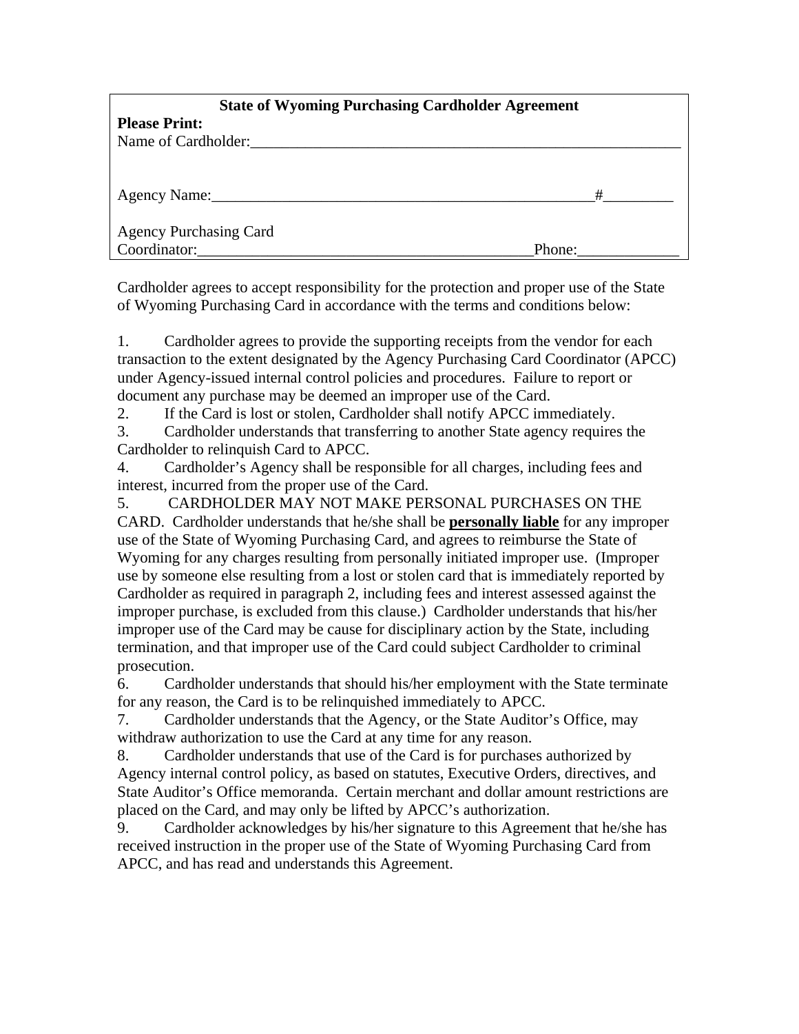**State of Wyoming Purchasing Cardholder Agreement**

**Please Print:**

Name of Cardholder:_________________________________________________________

Agency Name:__________________________________________________#_________

Agency Purchasing Card
Coordinator:___________________________________________Phone:_____________

Cardholder agrees to accept responsibility for the protection and proper use of the State of Wyoming Purchasing Card in accordance with the terms and conditions below:

1. Cardholder agrees to provide the supporting receipts from the vendor for each transaction to the extent designated by the Agency Purchasing Card Coordinator (APCC) under Agency-issued internal control policies and procedures. Failure to report or document any purchase may be deemed an improper use of the Card.
2. If the Card is lost or stolen, Cardholder shall notify APCC immediately.
3. Cardholder understands that transferring to another State agency requires the Cardholder to relinquish Card to APCC.
4. Cardholder's Agency shall be responsible for all charges, including fees and interest, incurred from the proper use of the Card.
5. CARDHOLDER MAY NOT MAKE PERSONAL PURCHASES ON THE CARD. Cardholder understands that he/she shall be **personally liable** for any improper use of the State of Wyoming Purchasing Card, and agrees to reimburse the State of Wyoming for any charges resulting from personally initiated improper use. (Improper use by someone else resulting from a lost or stolen card that is immediately reported by Cardholder as required in paragraph 2, including fees and interest assessed against the improper purchase, is excluded from this clause.) Cardholder understands that his/her improper use of the Card may be cause for disciplinary action by the State, including termination, and that improper use of the Card could subject Cardholder to criminal prosecution.
6. Cardholder understands that should his/her employment with the State terminate for any reason, the Card is to be relinquished immediately to APCC.
7. Cardholder understands that the Agency, or the State Auditor's Office, may withdraw authorization to use the Card at any time for any reason.
8. Cardholder understands that use of the Card is for purchases authorized by Agency internal control policy, as based on statutes, Executive Orders, directives, and State Auditor's Office memoranda. Certain merchant and dollar amount restrictions are placed on the Card, and may only be lifted by APCC's authorization.
9. Cardholder acknowledges by his/her signature to this Agreement that he/she has received instruction in the proper use of the State of Wyoming Purchasing Card from APCC, and has read and understands this Agreement.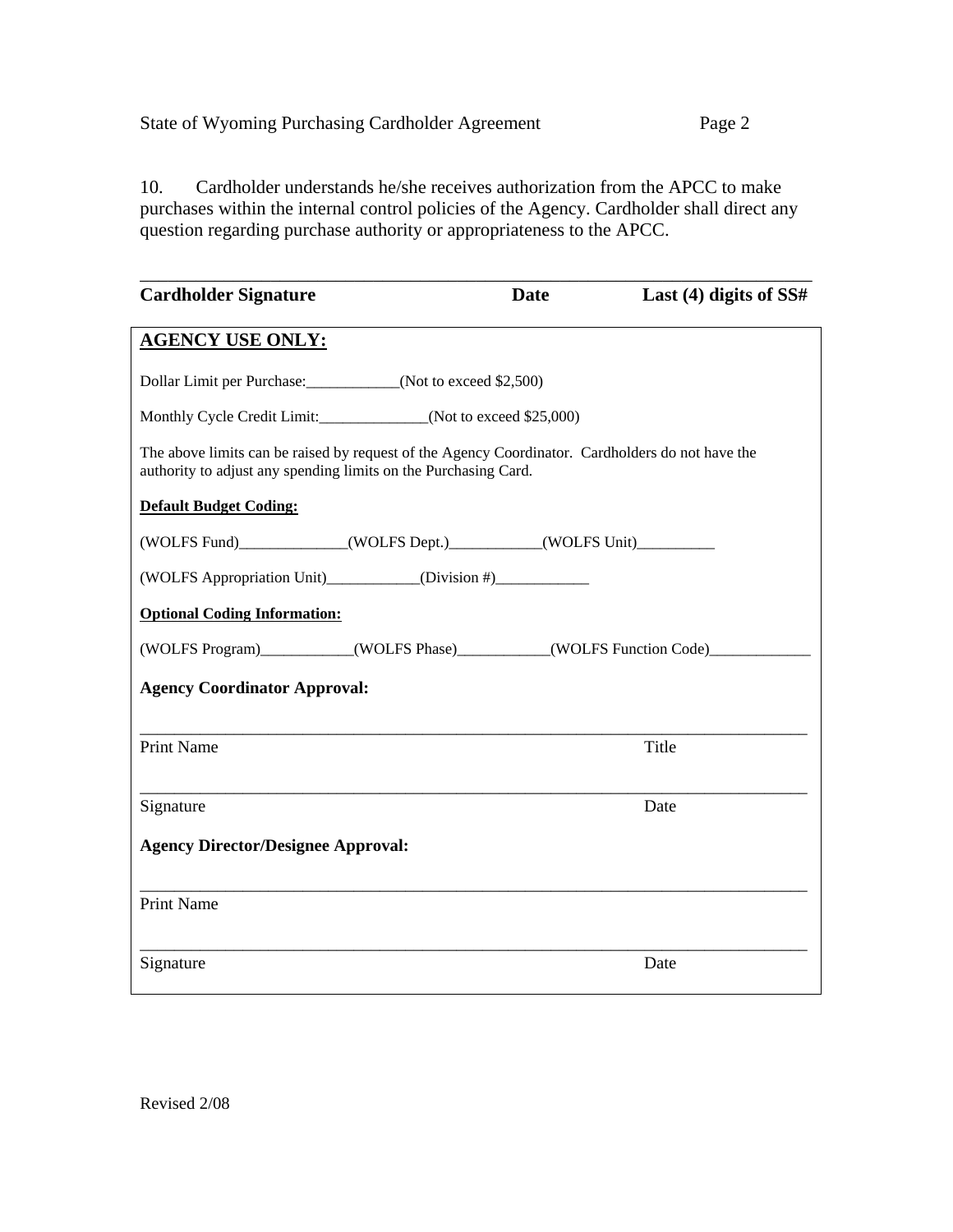10. Cardholder understands he/she receives authorization from the APCC to make purchases within the internal control policies of the Agency. Cardholder shall direct any question regarding purchase authority or appropriateness to the APCC.

______________________________________________________________________

**Cardholder Signature** **Date** **Last (4) digits of SS#**

**AGENCY USE ONLY:**

Dollar Limit per Purchase:____________(Not to exceed $2,500)

Monthly Cycle Credit Limit:______________(Not to exceed $25,000)

The above limits can be raised by request of the Agency Coordinator. Cardholders do not have the authority to adjust any spending limits on the Purchasing Card.

**Default Budget Coding:**

(WOLFS Fund)______________(WOLFS Dept.)____________(WOLFS Unit)__________

(WOLFS Appropriation Unit)____________(Division #)____________

**Optional Coding Information:**

(WOLFS Program)____________(WOLFS Phase)____________(WOLFS Function Code)_____________

**Agency Coordinator Approval:**

______________________________________________________________________

Print Name Title

______________________________________________________________________

Signature Date

**Agency Director/Designee Approval:**

______________________________________________________________________

Print Name

______________________________________________________________________

Signature Date

Revised 2/08